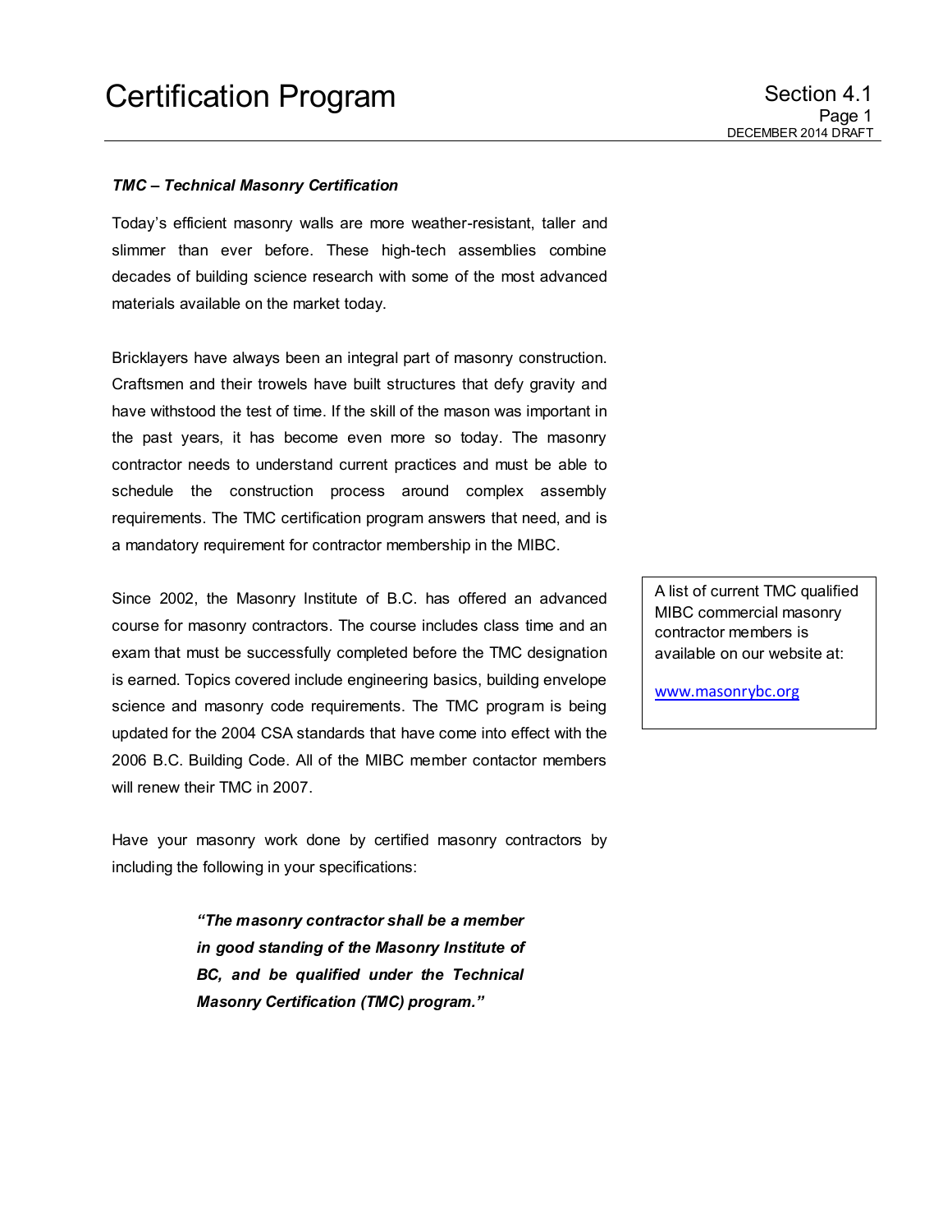# Certification Program

Section 4.1

DECEMBER 2014 DRAFT

***TMC – Technical Masonry Certification***

Today's efficient masonry walls are more weather-resistant, taller and slimmer than ever before. These high-tech assemblies combine decades of building science research with some of the most advanced materials available on the market today.

Bricklayers have always been an integral part of masonry construction. Craftsmen and their trowels have built structures that defy gravity and have withstood the test of time. If the skill of the mason was important in the past years, it has become even more so today. The masonry contractor needs to understand current practices and must be able to schedule the construction process around complex assembly requirements. The TMC certification program answers that need, and is a mandatory requirement for contractor membership in the MIBC.

Since 2002, the Masonry Institute of B.C. has offered an advanced course for masonry contractors. The course includes class time and an exam that must be successfully completed before the TMC designation is earned. Topics covered include engineering basics, building envelope science and masonry code requirements. The TMC program is being updated for the 2004 CSA standards that have come into effect with the 2006 B.C. Building Code. All of the MIBC member contactor members will renew their TMC in 2007.

> A list of current TMC qualified MIBC commercial masonry contractor members is available on our website at:
>
> [www.masonrybc.org](http://www.masonrybc.org)

Have your masonry work done by certified masonry contractors by including the following in your specifications:

> ***"The masonry contractor shall be a member in good standing of the Masonry Institute of BC, and be qualified under the Technical Masonry Certification (TMC) program."***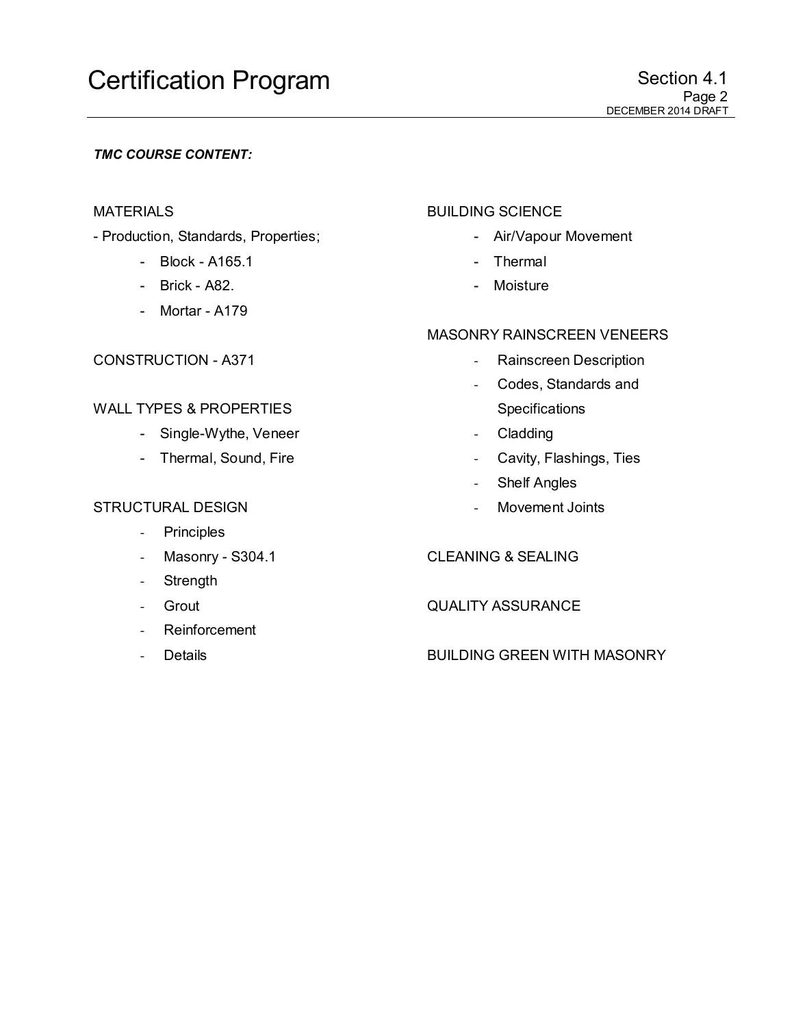***TMC COURSE CONTENT:***

MATERIALS

- Production, Standards, Properties;
  - Block - A165.1
  - Brick - A82.
  - Mortar - A179

CONSTRUCTION - A371

WALL TYPES & PROPERTIES

- Single-Wythe, Veneer
- Thermal, Sound, Fire

STRUCTURAL DESIGN

- Principles
- Masonry - S304.1
- Strength
- Grout
- Reinforcement
- Details

BUILDING SCIENCE

- Air/Vapour Movement
- Thermal
- Moisture

MASONRY RAINSCREEN VENEERS

- Rainscreen Description
- Codes, Standards and Specifications
- Cladding
- Cavity, Flashings, Ties
- Shelf Angles
- Movement Joints

CLEANING & SEALING

QUALITY ASSURANCE

BUILDING GREEN WITH MASONRY